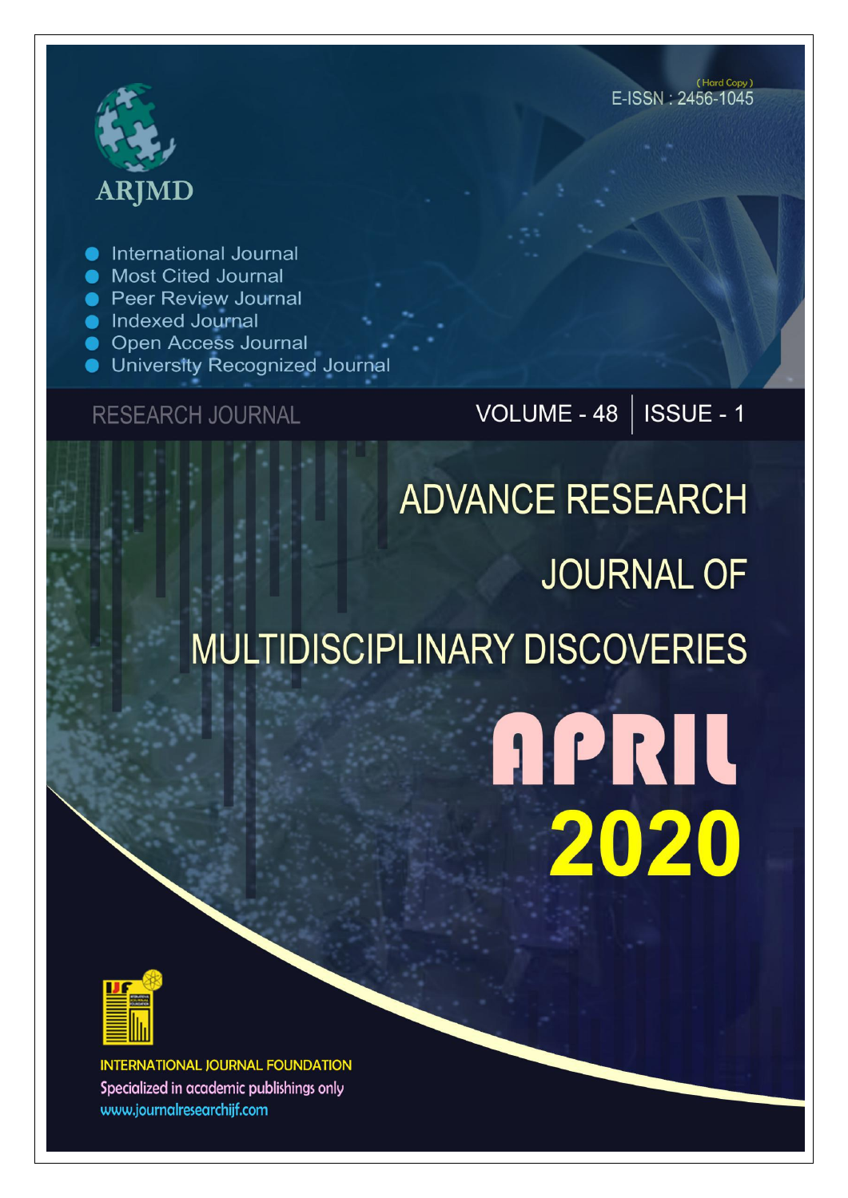ARJMD

(Hard Copy)
E-ISSN : 2456-1045

- International Journal
- Most Cited Journal
- Peer Review Journal
- Indexed Journal
- Open Access Journal
- University Recognized Journal

RESEARCH JOURNAL

VOLUME - 48 | ISSUE - 1

# ADVANCE RESEARCH JOURNAL OF MULTIDISCIPLINARY DISCOVERIES

## APRIL 2020

INTERNATIONAL JOURNAL FOUNDATION

Specialized in academic publishings only

www.journalresearchijf.com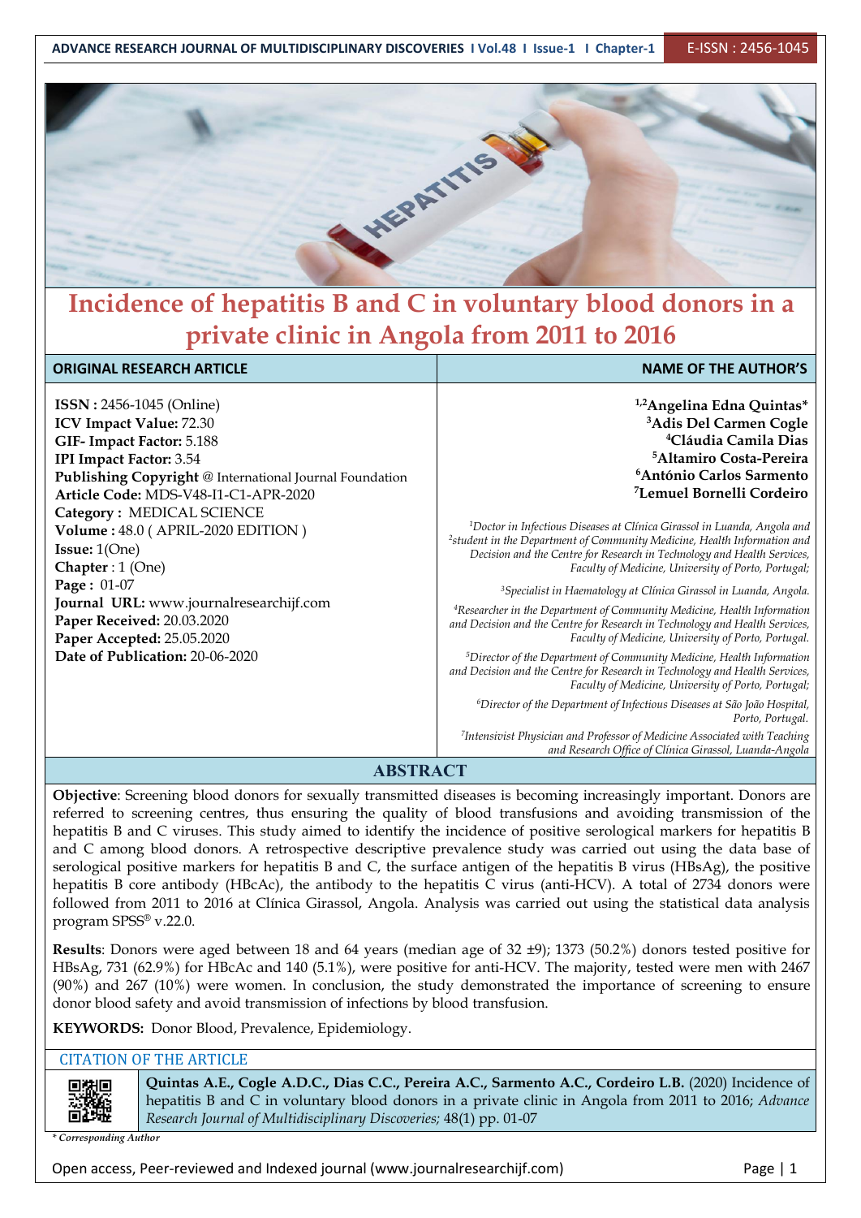# Incidence of hepatitis B and C in voluntary blood donors in a private clinic in Angola from 2011 to 2016

| ORIGINAL RESEARCH ARTICLE | NAME OF THE AUTHOR'S |
| --- | --- |

**ISSN :** 2456-1045 (Online)
**ICV Impact Value:** 72.30
**GIF- Impact Factor:** 5.188
**IPI Impact Factor:** 3.54
**Publishing Copyright** @ International Journal Foundation
**Article Code:** MDS-V48-I1-C1-APR-2020
**Category :** MEDICAL SCIENCE
**Volume :** 48.0 ( APRIL-2020 EDITION )
**Issue:** 1(One)
**Chapter** : 1 (One)
**Page :** 01-07
**Journal URL:** www.journalresearchijf.com
**Paper Received:** 20.03.2020
**Paper Accepted:** 25.05.2020
**Date of Publication:** 20-06-2020

**[1,2]Angelina Edna Quintas***
**[3]Adis Del Carmen Cogle**
**[4]Cláudia Camila Dias**
**[5]Altamiro Costa-Pereira**
**[6]António Carlos Sarmento**
**[7]Lemuel Bornelli Cordeiro**

*[1]Doctor in Infectious Diseases at Clínica Girassol in Luanda, Angola and [2]student in the Department of Community Medicine, Health Information and Decision and the Centre for Research in Technology and Health Services, Faculty of Medicine, University of Porto, Portugal;*

*[3]Specialist in Haematology at Clínica Girassol in Luanda, Angola.*

*[4]Researcher in the Department of Community Medicine, Health Information and Decision and the Centre for Research in Technology and Health Services, Faculty of Medicine, University of Porto, Portugal.*

*[5]Director of the Department of Community Medicine, Health Information and Decision and the Centre for Research in Technology and Health Services, Faculty of Medicine, University of Porto, Portugal;*

*[6]Director of the Department of Infectious Diseases at São João Hospital, Porto, Portugal.*

*[7]Intensivist Physician and Professor of Medicine Associated with Teaching and Research Office of Clínica Girassol, Luanda-Angola*

## ABSTRACT

**Objective**: Screening blood donors for sexually transmitted diseases is becoming increasingly important. Donors are referred to screening centres, thus ensuring the quality of blood transfusions and avoiding transmission of the hepatitis B and C viruses. This study aimed to identify the incidence of positive serological markers for hepatitis B and C among blood donors. A retrospective descriptive prevalence study was carried out using the data base of serological positive markers for hepatitis B and C, the surface antigen of the hepatitis B virus (HBsAg), the positive hepatitis B core antibody (HBcAc), the antibody to the hepatitis C virus (anti-HCV). A total of 2734 donors were followed from 2011 to 2016 at Clínica Girassol, Angola. Analysis was carried out using the statistical data analysis program SPSS® v.22.0.

**Results**: Donors were aged between 18 and 64 years (median age of 32 ±9); 1373 (50.2%) donors tested positive for HBsAg, 731 (62.9%) for HBcAc and 140 (5.1%), were positive for anti-HCV. The majority, tested were men with 2467 (90%) and 267 (10%) were women. In conclusion, the study demonstrated the importance of screening to ensure donor blood safety and avoid transmission of infections by blood transfusion.

**KEYWORDS:** Donor Blood, Prevalence, Epidemiology.

### CITATION OF THE ARTICLE

**Quintas A.E., Cogle A.D.C., Dias C.C., Pereira A.C., Sarmento A.C., Cordeiro L.B.** (2020) Incidence of hepatitis B and C in voluntary blood donors in a private clinic in Angola from 2011 to 2016; *Advance Research Journal of Multidisciplinary Discoveries;* 48(1) pp. 01-07

*\* Corresponding Author*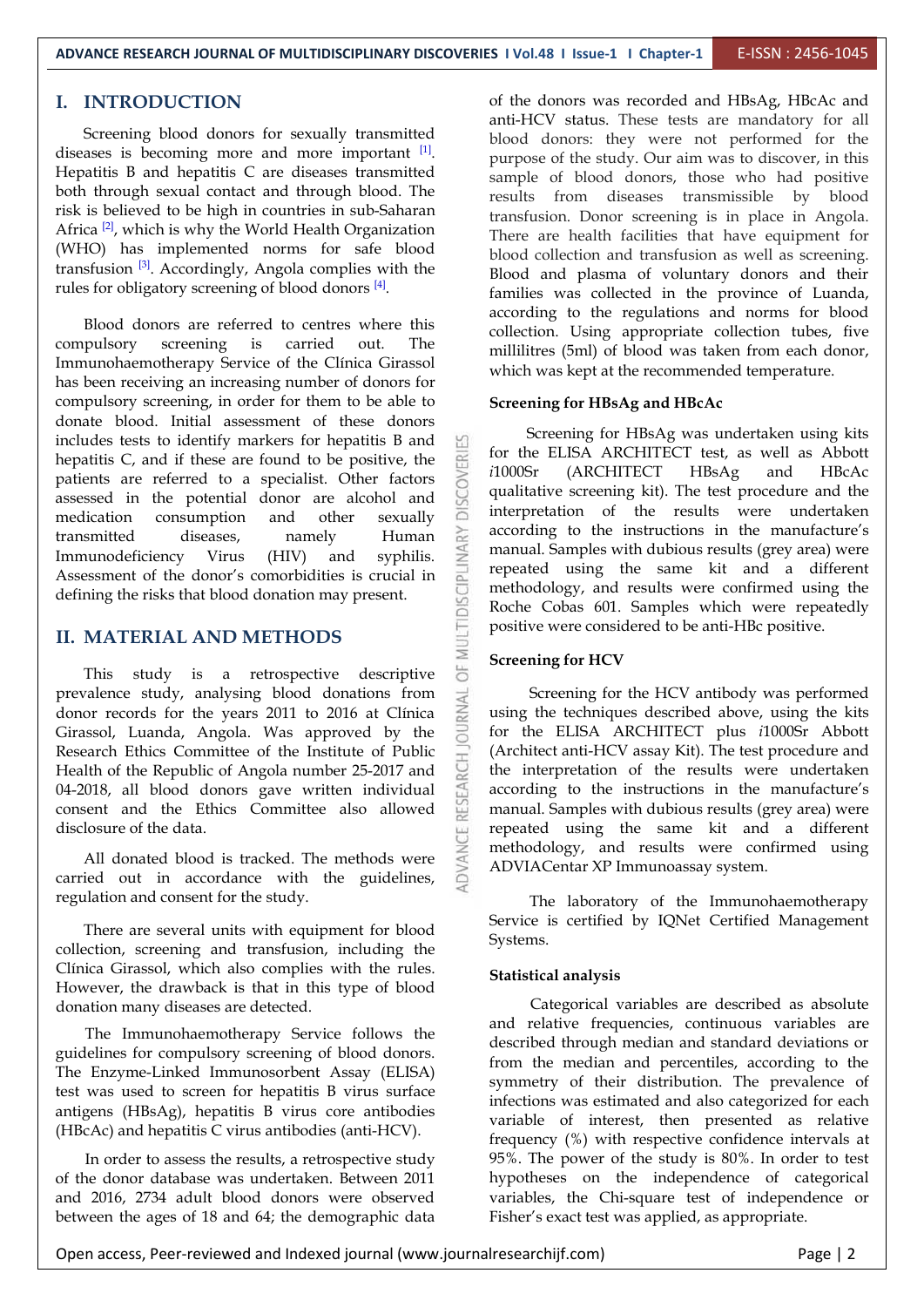## I. INTRODUCTION

Screening blood donors for sexually transmitted diseases is becoming more and more important [1]. Hepatitis B and hepatitis C are diseases transmitted both through sexual contact and through blood. The risk is believed to be high in countries in sub-Saharan Africa [2], which is why the World Health Organization (WHO) has implemented norms for safe blood transfusion [3]. Accordingly, Angola complies with the rules for obligatory screening of blood donors [4].

Blood donors are referred to centres where this compulsory screening is carried out. The Immunohaemotherapy Service of the Clínica Girassol has been receiving an increasing number of donors for compulsory screening, in order for them to be able to donate blood. Initial assessment of these donors includes tests to identify markers for hepatitis B and hepatitis C, and if these are found to be positive, the patients are referred to a specialist. Other factors assessed in the potential donor are alcohol and medication consumption and other sexually transmitted diseases, namely Human Immunodeficiency Virus (HIV) and syphilis. Assessment of the donor's comorbidities is crucial in defining the risks that blood donation may present.

## II. MATERIAL AND METHODS

This study is a retrospective descriptive prevalence study, analysing blood donations from donor records for the years 2011 to 2016 at Clínica Girassol, Luanda, Angola. Was approved by the Research Ethics Committee of the Institute of Public Health of the Republic of Angola number 25-2017 and 04-2018, all blood donors gave written individual consent and the Ethics Committee also allowed disclosure of the data.

All donated blood is tracked. The methods were carried out in accordance with the guidelines, regulation and consent for the study.

There are several units with equipment for blood collection, screening and transfusion, including the Clínica Girassol, which also complies with the rules. However, the drawback is that in this type of blood donation many diseases are detected.

The Immunohaemotherapy Service follows the guidelines for compulsory screening of blood donors. The Enzyme-Linked Immunosorbent Assay (ELISA) test was used to screen for hepatitis B virus surface antigens (HBsAg), hepatitis B virus core antibodies (HBcAc) and hepatitis C virus antibodies (anti-HCV).

In order to assess the results, a retrospective study of the donor database was undertaken. Between 2011 and 2016, 2734 adult blood donors were observed between the ages of 18 and 64; the demographic data of the donors was recorded and HBsAg, HBcAc and anti-HCV status. These tests are mandatory for all blood donors: they were not performed for the purpose of the study. Our aim was to discover, in this sample of blood donors, those who had positive results from diseases transmissible by blood transfusion. Donor screening is in place in Angola. There are health facilities that have equipment for blood collection and transfusion as well as screening. Blood and plasma of voluntary donors and their families was collected in the province of Luanda, according to the regulations and norms for blood collection. Using appropriate collection tubes, five millilitres (5ml) of blood was taken from each donor, which was kept at the recommended temperature.

### Screening for HBsAg and HBcAc

Screening for HBsAg was undertaken using kits for the ELISA ARCHITECT test, as well as Abbott *i*1000Sr (ARCHITECT HBsAg and HBcAc qualitative screening kit). The test procedure and the interpretation of the results were undertaken according to the instructions in the manufacture's manual. Samples with dubious results (grey area) were repeated using the same kit and a different methodology, and results were confirmed using the Roche Cobas 601. Samples which were repeatedly positive were considered to be anti-HBc positive.

### Screening for HCV

Screening for the HCV antibody was performed using the techniques described above, using the kits for the ELISA ARCHITECT plus *i*1000Sr Abbott (Architect anti-HCV assay Kit). The test procedure and the interpretation of the results were undertaken according to the instructions in the manufacture's manual. Samples with dubious results (grey area) were repeated using the same kit and a different methodology, and results were confirmed using ADVIACentar XP Immunoassay system.

The laboratory of the Immunohaemotherapy Service is certified by IQNet Certified Management Systems.

### Statistical analysis

Categorical variables are described as absolute and relative frequencies, continuous variables are described through median and standard deviations or from the median and percentiles, according to the symmetry of their distribution. The prevalence of infections was estimated and also categorized for each variable of interest, then presented as relative frequency (%) with respective confidence intervals at 95%. The power of the study is 80%. In order to test hypotheses on the independence of categorical variables, the Chi-square test of independence or Fisher's exact test was applied, as appropriate.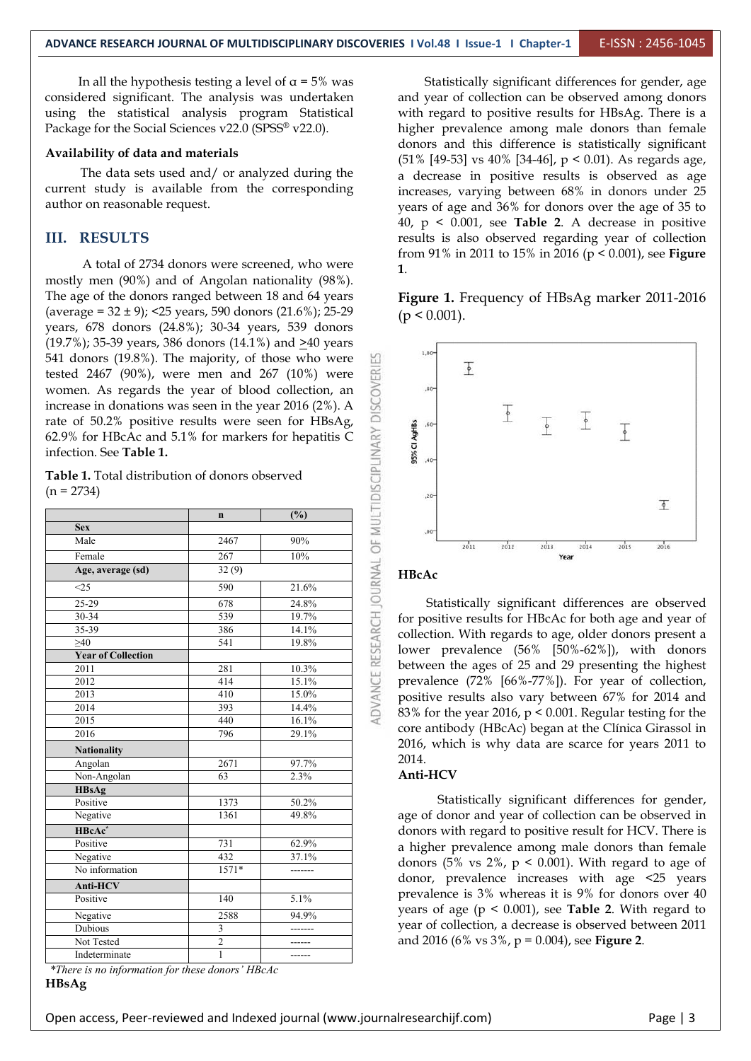In all the hypothesis testing a level of α = 5% was considered significant. The analysis was undertaken using the statistical analysis program Statistical Package for the Social Sciences v22.0 (SPSS® v22.0).

**Availability of data and materials**

The data sets used and/ or analyzed during the current study is available from the corresponding author on reasonable request.

## III. RESULTS

A total of 2734 donors were screened, who were mostly men (90%) and of Angolan nationality (98%). The age of the donors ranged between 18 and 64 years (average = 32 ± 9); <25 years, 590 donors (21.6%); 25-29 years, 678 donors (24.8%); 30-34 years, 539 donors (19.7%); 35-39 years, 386 donors (14.1%) and ≥40 years 541 donors (19.8%). The majority, of those who were tested 2467 (90%), were men and 267 (10%) were women. As regards the year of blood collection, an increase in donations was seen in the year 2016 (2%). A rate of 50.2% positive results were seen for HBsAg, 62.9% for HBcAc and 5.1% for markers for hepatitis C infection. See **Table 1.**

**Table 1.** Total distribution of donors observed (n = 2734)

| | n | (%) |
|---|---|---|
| **Sex** | | |
| Male | 2467 | 90% |
| Female | 267 | 10% |
| **Age, average (sd)** | 32 (9) | |
| <25 | 590 | 21.6% |
| 25-29 | 678 | 24.8% |
| 30-34 | 539 | 19.7% |
| 35-39 | 386 | 14.1% |
| ≥40 | 541 | 19.8% |
| **Year of Collection** | | |
| 2011 | 281 | 10.3% |
| 2012 | 414 | 15.1% |
| 2013 | 410 | 15.0% |
| 2014 | 393 | 14.4% |
| 2015 | 440 | 16.1% |
| 2016 | 796 | 29.1% |
| **Nationality** | | |
| Angolan | 2671 | 97.7% |
| Non-Angolan | 63 | 2.3% |
| **HBsAg** | | |
| Positive | 1373 | 50.2% |
| Negative | 1361 | 49.8% |
| **HBcAc*** | | |
| Positive | 731 | 62.9% |
| Negative | 432 | 37.1% |
| No information | 1571* | ------- |
| **Anti-HCV** | | |
| Positive | 140 | 5.1% |
| Negative | 2588 | 94.9% |
| Dubious | 3 | ------- |
| Not Tested | 2 | ------ |
| Indeterminate | 1 | ------ |

*There is no information for these donors' HBcAc*

**HBsAg**

Statistically significant differences for gender, age and year of collection can be observed among donors with regard to positive results for HBsAg. There is a higher prevalence among male donors than female donors and this difference is statistically significant (51% [49-53] vs 40% [34-46], $p < 0.01$). As regards age, a decrease in positive results is observed as age increases, varying between 68% in donors under 25 years of age and 36% for donors over the age of 35 to 40, $p < 0.001$, see **Table 2**. A decrease in positive results is also observed regarding year of collection from 91% in 2011 to 15% in 2016 ($p < 0.001$), see **Figure 1**.

**Figure 1.** Frequency of HBsAg marker 2011-2016 ($p < 0.001$).

**HBcAc**

Statistically significant differences are observed for positive results for HBcAc for both age and year of collection. With regards to age, older donors present a lower prevalence (56% [50%-62%]), with donors between the ages of 25 and 29 presenting the highest prevalence (72% [66%-77%]). For year of collection, positive results also vary between 67% for 2014 and 83% for the year 2016, $p < 0.001$. Regular testing for the core antibody (HBcAc) began at the Clínica Girassol in 2016, which is why data are scarce for years 2011 to 2014.

**Anti-HCV**

Statistically significant differences for gender, age of donor and year of collection can be observed in donors with regard to positive result for HCV. There is a higher prevalence among male donors than female donors (5% vs 2%, $p < 0.001$). With regard to age of donor, prevalence increases with age <25 years prevalence is 3% whereas it is 9% for donors over 40 years of age ($p < 0.001$), see **Table 2**. With regard to year of collection, a decrease is observed between 2011 and 2016 (6% vs 3%, $p = 0.004$), see **Figure 2**.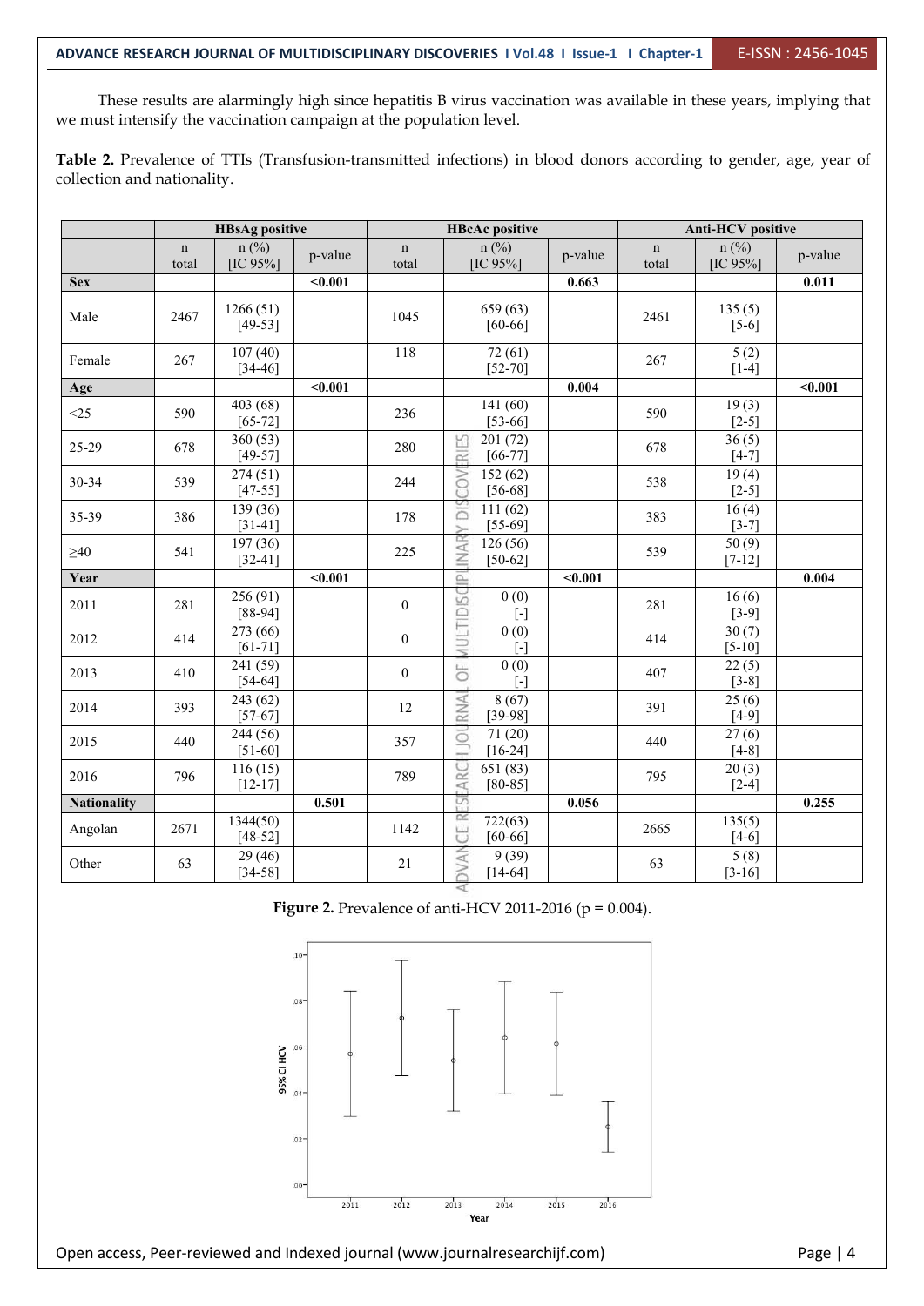These results are alarmingly high since hepatitis B virus vaccination was available in these years, implying that we must intensify the vaccination campaign at the population level.

**Table 2.** Prevalence of TTIs (Transfusion-transmitted infections) in blood donors according to gender, age, year of collection and nationality.

| | HBsAg positive | | | HBcAc positive | | | Anti-HCV positive | | |
|---|---|---|---|---|---|---|---|---|---|
| | n total | n (%) [IC 95%] | p-value | n total | n (%) [IC 95%] | p-value | n total | n (%) [IC 95%] | p-value |
| **Sex** | | | **<0.001** | | | **0.663** | | | **0.011** |
| Male | 2467 | 1266 (51) [49-53] | | 1045 | 659 (63) [60-66] | | 2461 | 135 (5) [5-6] | |
| Female | 267 | 107 (40) [34-46] | | 118 | 72 (61) [52-70] | | 267 | 5 (2) [1-4] | |
| **Age** | | | **<0.001** | | | **0.004** | | | **<0.001** |
| <25 | 590 | 403 (68) [65-72] | | 236 | 141 (60) [53-66] | | 590 | 19 (3) [2-5] | |
| 25-29 | 678 | 360 (53) [49-57] | | 280 | 201 (72) [66-77] | | 678 | 36 (5) [4-7] | |
| 30-34 | 539 | 274 (51) [47-55] | | 244 | 152 (62) [56-68] | | 538 | 19 (4) [2-5] | |
| 35-39 | 386 | 139 (36) [31-41] | | 178 | 111 (62) [55-69] | | 383 | 16 (4) [3-7] | |
| ≥40 | 541 | 197 (36) [32-41] | | 225 | 126 (56) [50-62] | | 539 | 50 (9) [7-12] | |
| **Year** | | | **<0.001** | | | **<0.001** | | | **0.004** |
| 2011 | 281 | 256 (91) [88-94] | | 0 | 0 (0) [-] | | 281 | 16 (6) [3-9] | |
| 2012 | 414 | 273 (66) [61-71] | | 0 | 0 (0) [-] | | 414 | 30 (7) [5-10] | |
| 2013 | 410 | 241 (59) [54-64] | | 0 | 0 (0) [-] | | 407 | 22 (5) [3-8] | |
| 2014 | 393 | 243 (62) [57-67] | | 12 | 8 (67) [39-98] | | 391 | 25 (6) [4-9] | |
| 2015 | 440 | 244 (56) [51-60] | | 357 | 71 (20) [16-24] | | 440 | 27 (6) [4-8] | |
| 2016 | 796 | 116 (15) [12-17] | | 789 | 651 (83) [80-85] | | 795 | 20 (3) [2-4] | |
| **Nationality** | | | **0.501** | | | **0.056** | | | **0.255** |
| Angolan | 2671 | 1344(50) [48-52] | | 1142 | 722(63) [60-66] | | 2665 | 135(5) [4-6] | |
| Other | 63 | 29 (46) [34-58] | | 21 | 9 (39) [14-64] | | 63 | 5 (8) [3-16] | |

**Figure 2.** Prevalence of anti-HCV 2011-2016 (p = 0.004).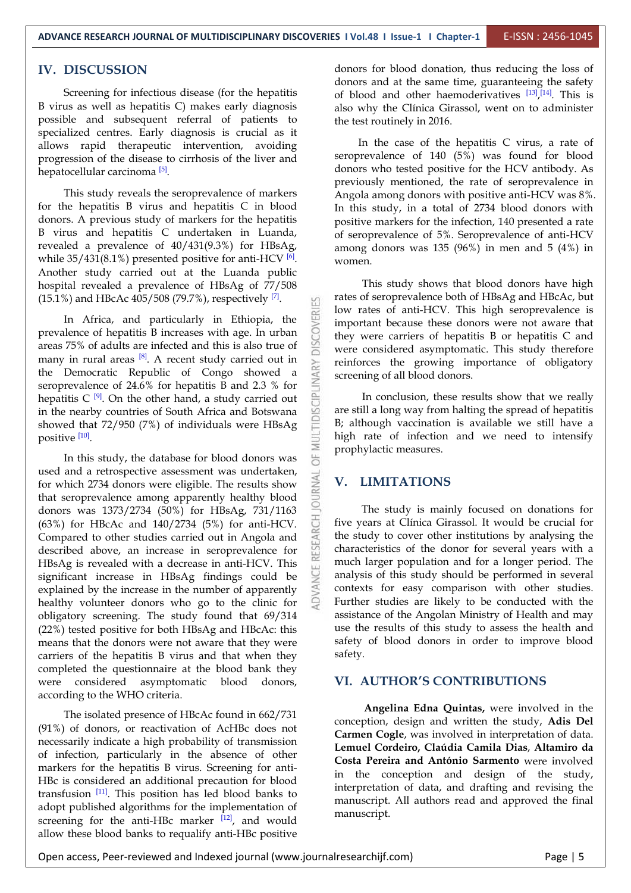## IV. DISCUSSION

Screening for infectious disease (for the hepatitis B virus as well as hepatitis C) makes early diagnosis possible and subsequent referral of patients to specialized centres. Early diagnosis is crucial as it allows rapid therapeutic intervention, avoiding progression of the disease to cirrhosis of the liver and hepatocellular carcinoma [5].

This study reveals the seroprevalence of markers for the hepatitis B virus and hepatitis C in blood donors. A previous study of markers for the hepatitis B virus and hepatitis C undertaken in Luanda, revealed a prevalence of 40/431(9.3%) for HBsAg, while 35/431(8.1%) presented positive for anti-HCV [6]. Another study carried out at the Luanda public hospital revealed a prevalence of HBsAg of 77/508 (15.1%) and HBcAc 405/508 (79.7%), respectively [7].

In Africa, and particularly in Ethiopia, the prevalence of hepatitis B increases with age. In urban areas 75% of adults are infected and this is also true of many in rural areas [8]. A recent study carried out in the Democratic Republic of Congo showed a seroprevalence of 24.6% for hepatitis B and 2.3 % for hepatitis C [9]. On the other hand, a study carried out in the nearby countries of South Africa and Botswana showed that 72/950 (7%) of individuals were HBsAg positive [10].

In this study, the database for blood donors was used and a retrospective assessment was undertaken, for which 2734 donors were eligible. The results show that seroprevalence among apparently healthy blood donors was 1373/2734 (50%) for HBsAg, 731/1163 (63%) for HBcAc and 140/2734 (5%) for anti-HCV. Compared to other studies carried out in Angola and described above, an increase in seroprevalence for HBsAg is revealed with a decrease in anti-HCV. This significant increase in HBsAg findings could be explained by the increase in the number of apparently healthy volunteer donors who go to the clinic for obligatory screening. The study found that 69/314 (22%) tested positive for both HBsAg and HBcAc: this means that the donors were not aware that they were carriers of the hepatitis B virus and that when they completed the questionnaire at the blood bank they were considered asymptomatic blood donors, according to the WHO criteria.

The isolated presence of HBcAc found in 662/731 (91%) of donors, or reactivation of AcHBc does not necessarily indicate a high probability of transmission of infection, particularly in the absence of other markers for the hepatitis B virus. Screening for anti-HBc is considered an additional precaution for blood transfusion [11]. This position has led blood banks to adopt published algorithms for the implementation of screening for the anti-HBc marker [12], and would allow these blood banks to requalify anti-HBc positive donors for blood donation, thus reducing the loss of donors and at the same time, guaranteeing the safety of blood and other haemoderivatives [13],[14]. This is also why the Clínica Girassol, went on to administer the test routinely in 2016.

In the case of the hepatitis C virus, a rate of seroprevalence of 140 (5%) was found for blood donors who tested positive for the HCV antibody. As previously mentioned, the rate of seroprevalence in Angola among donors with positive anti-HCV was 8%. In this study, in a total of 2734 blood donors with positive markers for the infection, 140 presented a rate of seroprevalence of 5%. Seroprevalence of anti-HCV among donors was 135 (96%) in men and 5 (4%) in women.

This study shows that blood donors have high rates of seroprevalence both of HBsAg and HBcAc, but low rates of anti-HCV. This high seroprevalence is important because these donors were not aware that they were carriers of hepatitis B or hepatitis C and were considered asymptomatic. This study therefore reinforces the growing importance of obligatory screening of all blood donors.

In conclusion, these results show that we really are still a long way from halting the spread of hepatitis B; although vaccination is available we still have a high rate of infection and we need to intensify prophylactic measures.

## V. LIMITATIONS

The study is mainly focused on donations for five years at Clínica Girassol. It would be crucial for the study to cover other institutions by analysing the characteristics of the donor for several years with a much larger population and for a longer period. The analysis of this study should be performed in several contexts for easy comparison with other studies. Further studies are likely to be conducted with the assistance of the Angolan Ministry of Health and may use the results of this study to assess the health and safety of blood donors in order to improve blood safety.

## VI. AUTHOR'S CONTRIBUTIONS

**Angelina Edna Quintas,** were involved in the conception, design and written the study, **Adis Del Carmen Cogle**, was involved in interpretation of data. **Lemuel Cordeiro, Claúdia Camila Dias**, **Altamiro da Costa Pereira and António Sarmento** were involved in the conception and design of the study, interpretation of data, and drafting and revising the manuscript. All authors read and approved the final manuscript.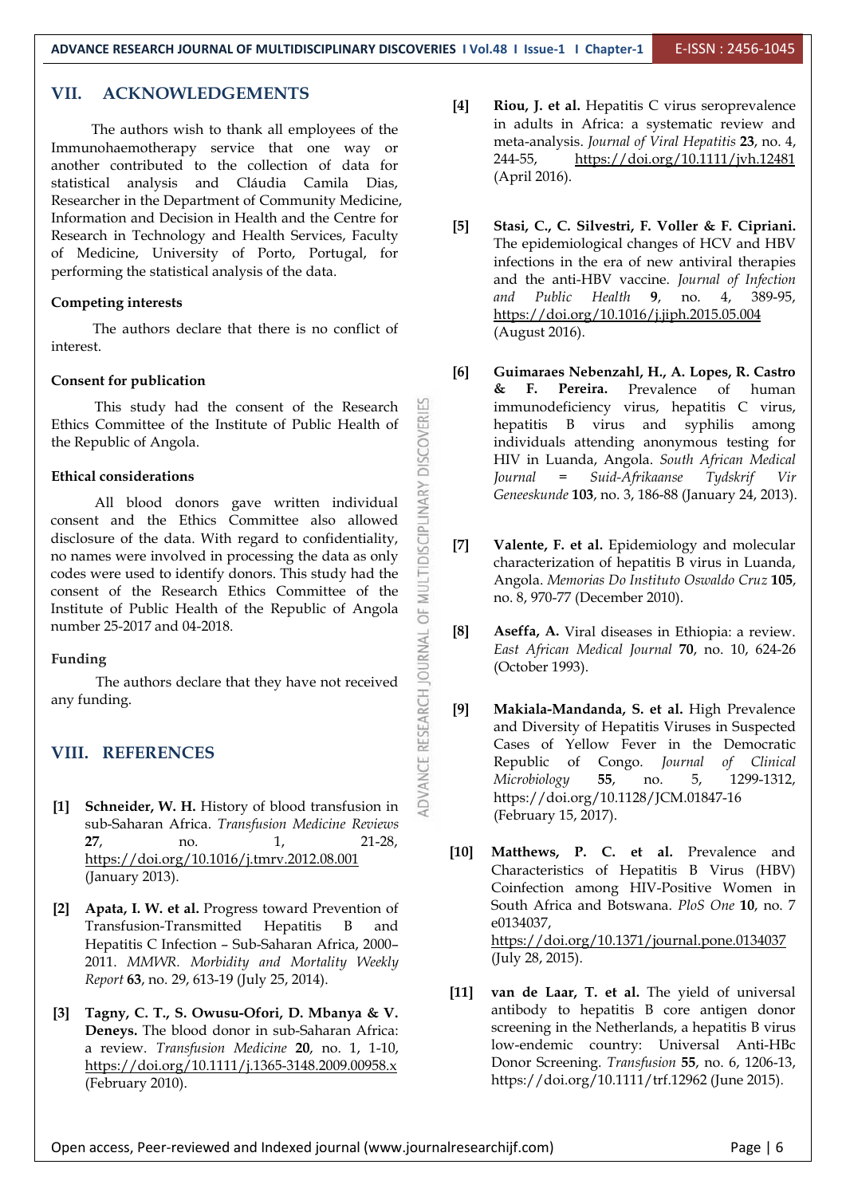## VII. ACKNOWLEDGEMENTS

The authors wish to thank all employees of the Immunohaemotherapy service that one way or another contributed to the collection of data for statistical analysis and Cláudia Camila Dias, Researcher in the Department of Community Medicine, Information and Decision in Health and the Centre for Research in Technology and Health Services, Faculty of Medicine, University of Porto, Portugal, for performing the statistical analysis of the data.

### Competing interests

The authors declare that there is no conflict of interest.

### Consent for publication

This study had the consent of the Research Ethics Committee of the Institute of Public Health of the Republic of Angola.

### Ethical considerations

All blood donors gave written individual consent and the Ethics Committee also allowed disclosure of the data. With regard to confidentiality, no names were involved in processing the data as only codes were used to identify donors. This study had the consent of the Research Ethics Committee of the Institute of Public Health of the Republic of Angola number 25-2017 and 04-2018.

### Funding

The authors declare that they have not received any funding.

## VIII. REFERENCES

**[1]** **Schneider, W. H.** History of blood transfusion in sub-Saharan Africa. *Transfusion Medicine Reviews* **27**, no. 1, 21-28, https://doi.org/10.1016/j.tmrv.2012.08.001 (January 2013).

**[2]** **Apata, I. W. et al.** Progress toward Prevention of Transfusion-Transmitted Hepatitis B and Hepatitis C Infection – Sub-Saharan Africa, 2000–2011. *MMWR. Morbidity and Mortality Weekly Report* **63**, no. 29, 613-19 (July 25, 2014).

**[3]** **Tagny, C. T., S. Owusu-Ofori, D. Mbanya & V. Deneys.** The blood donor in sub-Saharan Africa: a review. *Transfusion Medicine* **20**, no. 1, 1-10, https://doi.org/10.1111/j.1365-3148.2009.00958.x (February 2010).

**[4]** **Riou, J. et al.** Hepatitis C virus seroprevalence in adults in Africa: a systematic review and meta-analysis. *Journal of Viral Hepatitis* **23**, no. 4, 244-55, https://doi.org/10.1111/jvh.12481 (April 2016).

**[5]** **Stasi, C., C. Silvestri, F. Voller & F. Cipriani.** The epidemiological changes of HCV and HBV infections in the era of new antiviral therapies and the anti-HBV vaccine. *Journal of Infection and Public Health* **9**, no. 4, 389-95, https://doi.org/10.1016/j.jiph.2015.05.004 (August 2016).

**[6]** **Guimaraes Nebenzahl, H., A. Lopes, R. Castro & F. Pereira.** Prevalence of human immunodeficiency virus, hepatitis C virus, hepatitis B virus and syphilis among individuals attending anonymous testing for HIV in Luanda, Angola. *South African Medical Journal = Suid-Afrikaanse Tydskrif Vir Geneeskunde* **103**, no. 3, 186-88 (January 24, 2013).

**[7]** **Valente, F. et al.** Epidemiology and molecular characterization of hepatitis B virus in Luanda, Angola. *Memorias Do Instituto Oswaldo Cruz* **105**, no. 8, 970-77 (December 2010).

**[8]** **Aseffa, A.** Viral diseases in Ethiopia: a review. *East African Medical Journal* **70**, no. 10, 624-26 (October 1993).

**[9]** **Makiala-Mandanda, S. et al.** High Prevalence and Diversity of Hepatitis Viruses in Suspected Cases of Yellow Fever in the Democratic Republic of Congo. *Journal of Clinical Microbiology* **55**, no. 5, 1299-1312, https://doi.org/10.1128/JCM.01847-16 (February 15, 2017).

**[10]** **Matthews, P. C. et al.** Prevalence and Characteristics of Hepatitis B Virus (HBV) Coinfection among HIV-Positive Women in South Africa and Botswana. *PloS One* **10**, no. 7 e0134037, https://doi.org/10.1371/journal.pone.0134037 (July 28, 2015).

**[11]** **van de Laar, T. et al.** The yield of universal antibody to hepatitis B core antigen donor screening in the Netherlands, a hepatitis B virus low-endemic country: Universal Anti-HBc Donor Screening. *Transfusion* **55**, no. 6, 1206-13, https://doi.org/10.1111/trf.12962 (June 2015).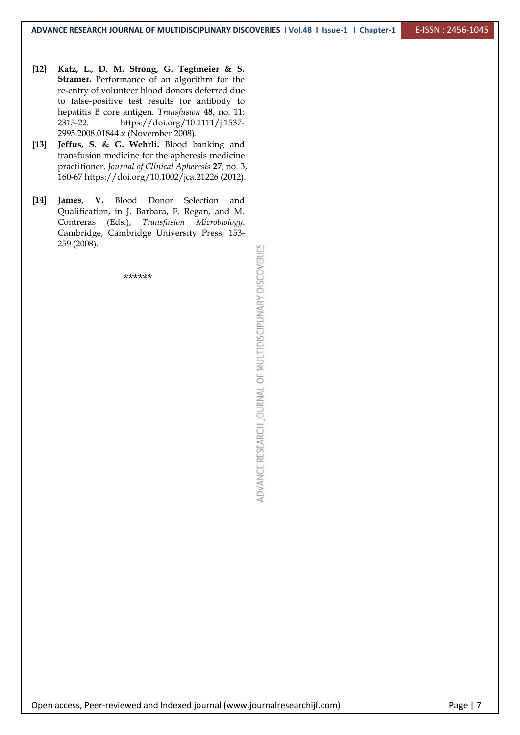**[12]** **Katz, L., D. M. Strong, G. Tegtmeier & S. Stramer.** Performance of an algorithm for the re-entry of volunteer blood donors deferred due to false-positive test results for antibody to hepatitis B core antigen. *Transfusion* **48**, no. 11: 2315-22. https://doi.org/10.1111/j.1537-2995.2008.01844.x (November 2008).

**[13]** **Jeffus, S. & G. Wehrli.** Blood banking and transfusion medicine for the apheresis medicine practitioner. *Journal of Clinical Apheresis* **27**, no. 3, 160-67 https://doi.org/10.1002/jca.21226 (2012).

**[14]** **James, V.** Blood Donor Selection and Qualification, in J. Barbara, F. Regan, and M. Contreras (Eds.), *Transfusion Microbiology*. Cambridge, Cambridge University Press, 153-259 (2008).

******